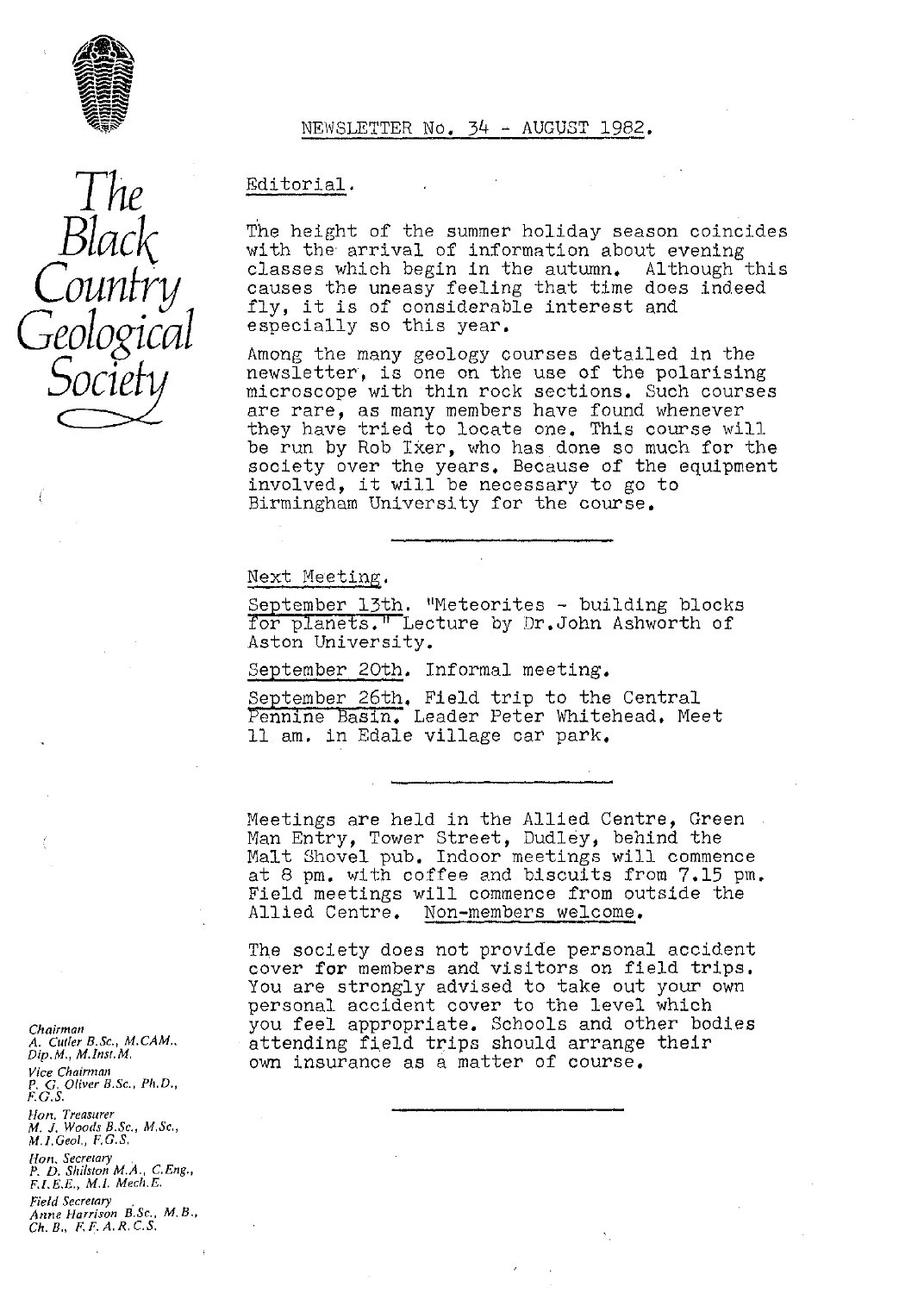# The Black Country Geological Society

NEWSLETTER No. 34 - AUGUST 1982.

## Editorial.

The height of the summer holiday season coincides with the arrival of information about evening classes which begin in the autumn. Although this causes the uneasy feeling that time does indeed fly, it is of considerable interest and especially so this year.

Among the many geology courses detailed in the newsletter, is one on the use of the polarising microscope with thin rock sections. Such courses are rare, as many members have found whenever they have tried to locate one. This course will be run by Rob Ixer, who has done so much for the society over the years. Because of the equipment involved, it will be necessary to go to Birmingham University for the course.

---

## Next Meeting.

September 13th. "Meteorites - building blocks for planets." Lecture by Dr. John Ashworth of Aston University.

September 20th. Informal meeting.

September 26th. Field trip to the Central Pennine Basin. Leader Peter Whitehead. Meet 11 am. in Edale village car park.

---

Meetings are held in the Allied Centre, Green Man Entry, Tower Street, Dudley, behind the Malt Shovel pub. Indoor meetings will commence at 8 pm. with coffee and biscuits from 7.15 pm. Field meetings will commence from outside the Allied Centre. Non-members welcome.

The society does not provide personal accident cover for members and visitors on field trips. You are strongly advised to take out your own personal accident cover to the level which you feel appropriate. Schools and other bodies attending field trips should arrange their own insurance as a matter of course.

---

*Chairman*
A. Cutler B.Sc., M.CAM., Dip.M., M.Inst.M.

*Vice Chairman*
P. G. Oliver B.Sc., Ph.D., F.G.S.

*Hon. Treasurer*
M. J. Woods B.Sc., M.Sc., M.I.Geol., F.G.S.

*Hon. Secretary*
P. D. Shilston M.A., C.Eng., F.I.E.E., M.I. Mech.E.

*Field Secretary*
Anne Harrison B.Sc., M.B., Ch.B., F.F.A.R.C.S.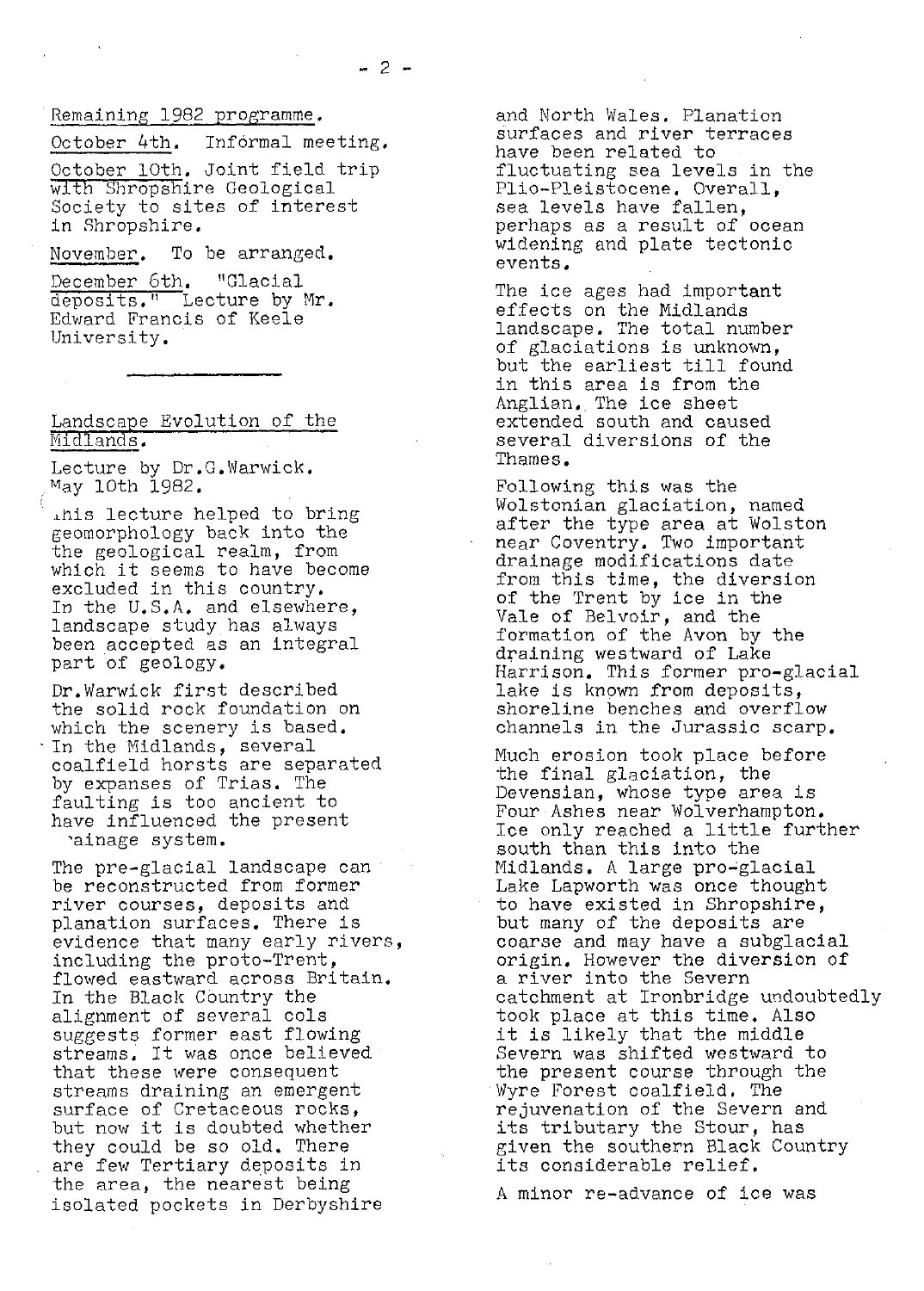Remaining 1982 programme.

October 4th. Informal meeting.

October 10th. Joint field trip with Shropshire Geological Society to sites of interest in Shropshire.

November. To be arranged.

December 6th. "Glacial deposits." Lecture by Mr. Edward Francis of Keele University.

---

## Landscape Evolution of the Midlands.

Lecture by Dr.G.Warwick. May 10th 1982.

This lecture helped to bring geomorphology back into the the geological realm, from which it seems to have become excluded in this country. In the U.S.A. and elsewhere, landscape study has always been accepted as an integral part of geology.

Dr.Warwick first described the solid rock foundation on which the scenery is based. In the Midlands, several coalfield horsts are separated by expanses of Trias. The faulting is too ancient to have influenced the present drainage system.

The pre-glacial landscape can be reconstructed from former river courses, deposits and planation surfaces. There is evidence that many early rivers, including the proto-Trent, flowed eastward across Britain. In the Black Country the alignment of several cols suggests former east flowing streams. It was once believed that these were consequent streams draining an emergent surface of Cretaceous rocks, but now it is doubted whether they could be so old. There are few Tertiary deposits in the area, the nearest being isolated pockets in Derbyshire and North Wales. Planation surfaces and river terraces have been related to fluctuating sea levels in the Plio-Pleistocene. Overall, sea levels have fallen, perhaps as a result of ocean widening and plate tectonic events.

The ice ages had important effects on the Midlands landscape. The total number of glaciations is unknown, but the earliest till found in this area is from the Anglian. The ice sheet extended south and caused several diversions of the Thames.

Following this was the Wolstonian glaciation, named after the type area at Wolston near Coventry. Two important drainage modifications date from this time, the diversion of the Trent by ice in the Vale of Belvoir, and the formation of the Avon by the draining westward of Lake Harrison. This former pro-glacial lake is known from deposits, shoreline benches and overflow channels in the Jurassic scarp.

Much erosion took place before the final glaciation, the Devensian, whose type area is Four Ashes near Wolverhampton. Ice only reached a little further south than this into the Midlands. A large pro-glacial Lake Lapworth was once thought to have existed in Shropshire, but many of the deposits are coarse and may have a subglacial origin. However the diversion of a river into the Severn catchment at Ironbridge undoubtedly took place at this time. Also it is likely that the middle Severn was shifted westward to the present course through the Wyre Forest coalfield. The rejuvenation of the Severn and its tributary the Stour, has given the southern Black Country its considerable relief.

A minor re-advance of ice was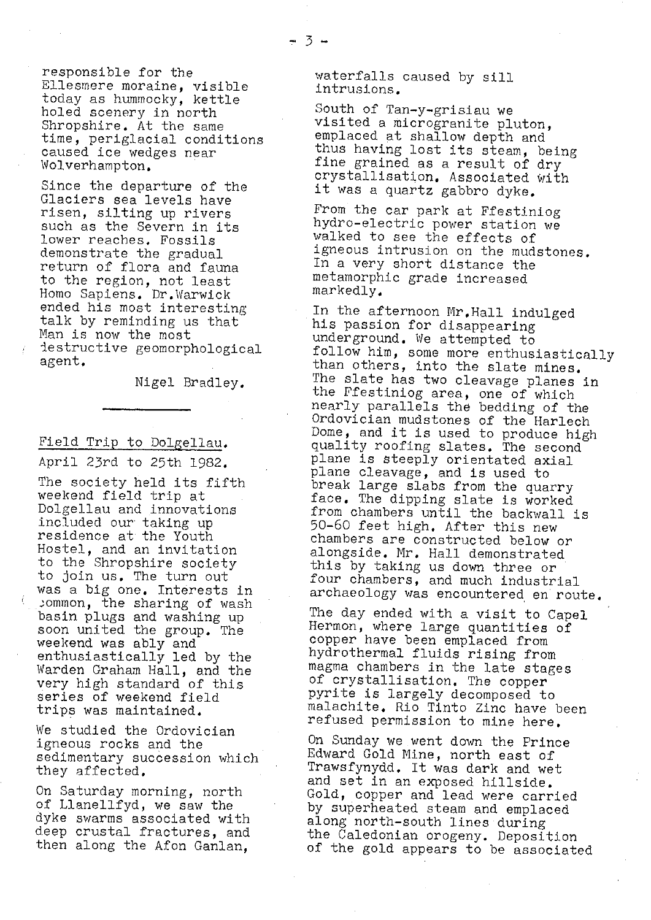responsible for the Ellesmere moraine, visible today as hummocky, kettle holed scenery in north Shropshire. At the same time, periglacial conditions caused ice wedges near Wolverhampton.

Since the departure of the Glaciers sea levels have risen, silting up rivers such as the Severn in its lower reaches. Fossils demonstrate the gradual return of flora and fauna to the region, not least Homo Sapiens. Dr.Warwick ended his most interesting talk by reminding us that Man is now the most destructive geomorphological agent.

Nigel Bradley.

---

## Field Trip to Dolgellau.

April 23rd to 25th 1982.

The society held its fifth weekend field trip at Dolgellau and innovations included our taking up residence at the Youth Hostel, and an invitation to the Shropshire society to join us. The turn out was a big one. Interests in common, the sharing of wash basin plugs and washing up soon united the group. The weekend was ably and enthusiastically led by the Warden Graham Hall, and the very high standard of this series of weekend field trips was maintained.

We studied the Ordovician igneous rocks and the sedimentary succession which they affected.

On Saturday morning, north of Llanellfyd, we saw the dyke swarms associated with deep crustal fractures, and then along the Afon Ganlan, waterfalls caused by sill intrusions.

South of Tan-y-grisiau we visited a microgranite pluton, emplaced at shallow depth and thus having lost its steam, being fine grained as a result of dry crystallisation. Associated with it was a quartz gabbro dyke.

From the car park at Ffestiniog hydro-electric power station we walked to see the effects of igneous intrusion on the mudstones. In a very short distance the metamorphic grade increased markedly.

In the afternoon Mr.Hall indulged his passion for disappearing underground. We attempted to follow him, some more enthusiastically than others, into the slate mines. The slate has two cleavage planes in the Ffestiniog area, one of which nearly parallels the bedding of the Ordovician mudstones of the Harlech Dome, and it is used to produce high quality roofing slates. The second plane is steeply orientated axial plane cleavage, and is used to break large slabs from the quarry face. The dipping slate is worked from chambers until the backwall is 50-60 feet high. After this new chambers are constructed below or alongside. Mr. Hall demonstrated this by taking us down three or four chambers, and much industrial archaeology was encountered en route.

The day ended with a visit to Capel Hermon, where large quantities of copper have been emplaced from hydrothermal fluids rising from magma chambers in the late stages of crystallisation. The copper pyrite is largely decomposed to malachite. Rio Tinto Zinc have been refused permission to mine here.

On Sunday we went down the Prince Edward Gold Mine, north east of Trawsfynydd. It was dark and wet and set in an exposed hillside. Gold, copper and lead were carried by superheated steam and emplaced along north-south lines during the Caledonian orogeny. Deposition of the gold appears to be associated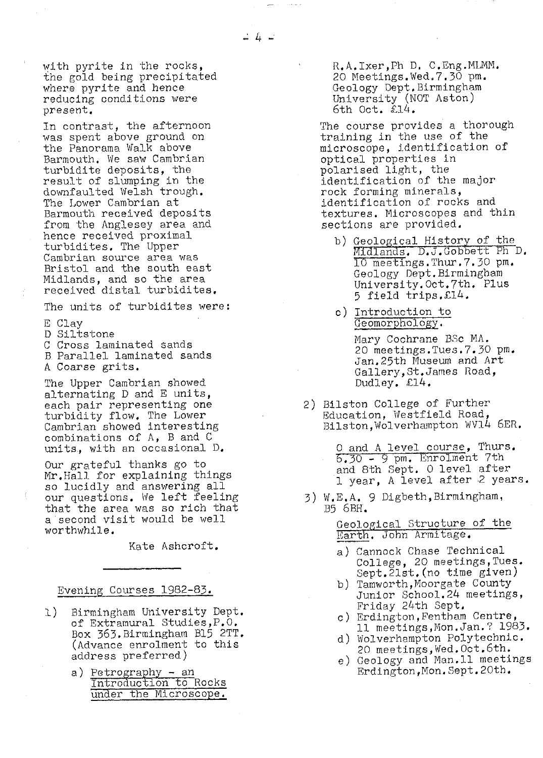with pyrite in the rocks, the gold being precipitated where pyrite and hence reducing conditions were present.

In contrast, the afternoon was spent above ground on the Panorama Walk above Barmouth. We saw Cambrian turbidite deposits, the result of slumping in the downfaulted Welsh trough. The Lower Cambrian at Barmouth received deposits from the Anglesey area and hence received proximal turbidites. The Upper Cambrian source area was Bristol and the south east Midlands, and so the area received distal turbidites.

The units of turbidites were:

E Clay
D Siltstone
C Cross laminated sands
B Parallel laminated sands
A Coarse grits.

The Upper Cambrian showed alternating D and E units, each pair representing one turbidity flow. The Lower Cambrian showed interesting combinations of A, B and C units, with an occasional D.

Our grateful thanks go to Mr.Hall for explaining things so lucidly and answering all our questions. We left feeling that the area was so rich that a second visit would be well worthwhile.

Kate Ashcroft.

---

## Evening Courses 1982-83.

1) Birmingham University Dept. of Extramural Studies, P.O. Box 363. Birmingham B15 2TT. (Advance enrolment to this address preferred)

   a) Petrography - an Introduction to Rocks under the Microscope.

      R.A.Ixer, Ph D. C.Eng.MLMM. 20 Meetings. Wed. 7.30 pm. Geology Dept. Birmingham University (NOT Aston) 6th Oct. £14.

      The course provides a thorough training in the use of the microscope, identification of optical properties in polarised light, the identification of the major rock forming minerals, identification of rocks and textures. Microscopes and thin sections are provided.

   b) Geological History of the Midlands. D.J.Gobbett Ph D. 10 meetings. Thur. 7.30 pm. Geology Dept. Birmingham University. Oct. 7th. Plus 5 field trips. £14.

   c) Introduction to Geomorphology.

      Mary Cochrane BSc MA. 20 meetings. Tues. 7.30 pm. Jan. 25th Museum and Art Gallery, St. James Road, Dudley. £14.

2) Bilston College of Further Education, Westfield Road, Bilston, Wolverhampton WV14 6ER.

   O and A level course, Thurs. 6.30 - 9 pm. Enrolment 7th and 8th Sept. O level after 1 year, A level after 2 years.

3) W.E.A. 9 Digbeth, Birmingham, B5 6BH.

   Geological Structure of the Earth. John Armitage.

   a) Cannock Chase Technical College, 20 meetings, Tues. Sept. 21st. (no time given)
   b) Tamworth, Moorgate County Junior School. 24 meetings, Friday 24th Sept.
   c) Erdington, Fentham Centre, 11 meetings, Mon. Jan. ? 1983.
   d) Wolverhampton Polytechnic. 20 meetings, Wed. Oct. 6th.
   e) Geology and Man. 11 meetings Erdington, Mon. Sept. 20th.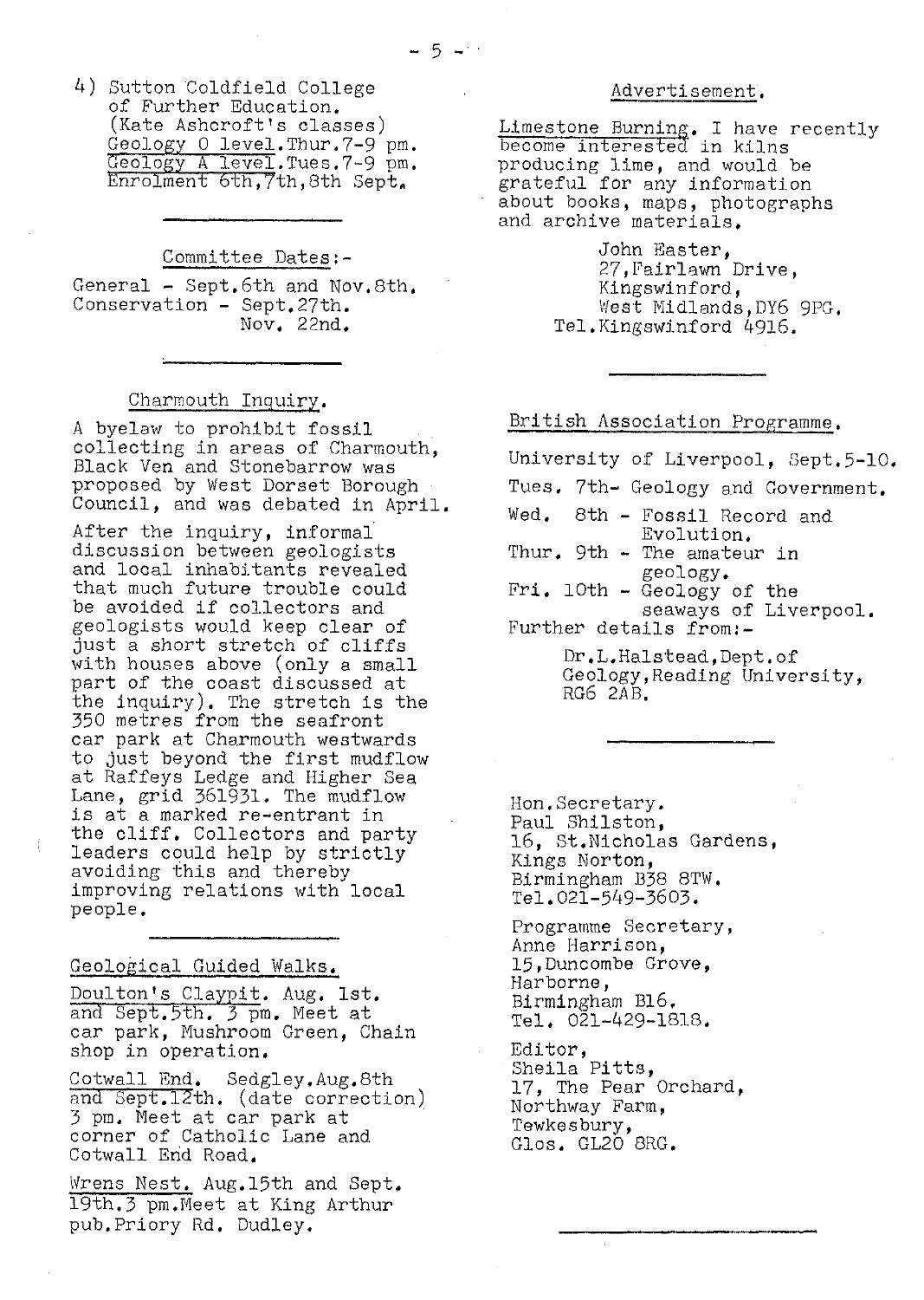4) Sutton Coldfield College of Further Education. (Kate Ashcroft's classes) Geology O level. Thur. 7-9 pm. Geology A level. Tues. 7-9 pm. Enrolment 6th, 7th, 8th Sept.

---

Committee Dates:-

General - Sept. 6th and Nov. 8th.
Conservation - Sept. 27th.
Nov. 22nd.

---

## Charmouth Inquiry.

A byelaw to prohibit fossil collecting in areas of Charmouth, Black Ven and Stonebarrow was proposed by West Dorset Borough Council, and was debated in April.

After the inquiry, informal discussion between geologists and local inhabitants revealed that much future trouble could be avoided if collectors and geologists would keep clear of just a short stretch of cliffs with houses above (only a small part of the coast discussed at the inquiry). The stretch is the 350 metres from the seafront car park at Charmouth westwards to just beyond the first mudflow at Raffeys Ledge and Higher Sea Lane, grid 361931. The mudflow is at a marked re-entrant in the cliff. Collectors and party leaders could help by strictly avoiding this and thereby improving relations with local people.

---

## Geological Guided Walks.

Doulton's Claypit. Aug. 1st. and Sept. 5th. 3 pm. Meet at car park, Mushroom Green, Chain shop in operation.

Cotwall End. Sedgley. Aug. 8th and Sept. 12th. (date correction) 3 pm. Meet at car park at corner of Catholic Lane and Cotwall End Road.

Wrens Nest. Aug. 15th and Sept. 19th. 3 pm. Meet at King Arthur pub. Priory Rd. Dudley.

## Advertisement.

Limestone Burning. I have recently become interested in kilns producing lime, and would be grateful for any information about books, maps, photographs and archive materials.

John Easter,
27, Fairlawn Drive,
Kingswinford,
West Midlands, DY6 9PG.
Tel. Kingswinford 4916.

---

## British Association Programme.

University of Liverpool, Sept. 5-10.

Tues. 7th- Geology and Government.

Wed. 8th - Fossil Record and Evolution.

Thur. 9th - The amateur in geology.

Fri. 10th - Geology of the seaways of Liverpool.

Further details from:-

Dr. L. Halstead, Dept. of Geology, Reading University, RG6 2AB.

---

Hon. Secretary.
Paul Shilston,
16, St. Nicholas Gardens,
Kings Norton,
Birmingham B38 8TW.
Tel. 021-549-3603.

Programme Secretary,
Anne Harrison,
15, Duncombe Grove,
Harborne,
Birmingham B16.
Tel. 021-429-1818.

Editor,
Sheila Pitts,
17, The Pear Orchard,
Northway Farm,
Tewkesbury,
Glos. GL20 8RG.